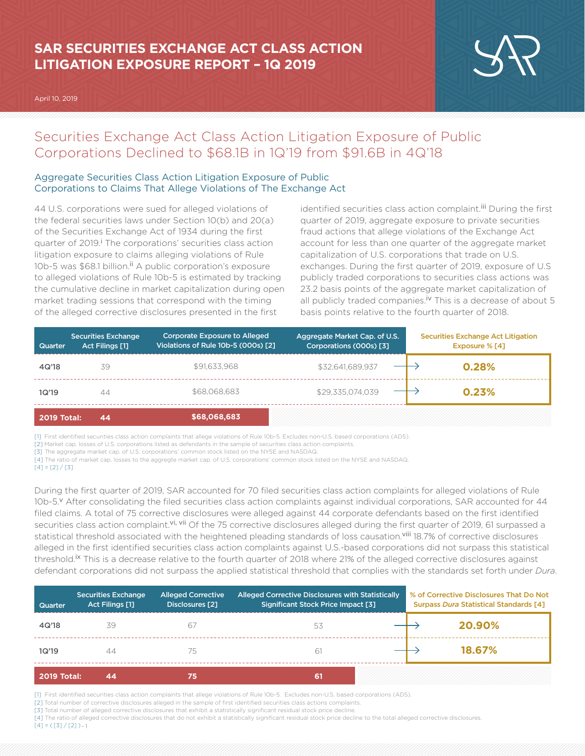# SAR SECURITIES EXCHANGE ACT CLASS ACTION LITIGATION EXPOSURE REPORT – 1Q 2019

April 10, 2019

## Securities Exchange Act Class Action Litigation Exposure of Public Corporations Declined to $68.1B in 1Q'19 from $91.6B in 4Q'18

### Aggregate Securities Class Action Litigation Exposure of Public Corporations to Claims That Allege Violations of The Exchange Act

44 U.S. corporations were sued for alleged violations of the federal securities laws under Section 10(b) and 20(a) of the Securities Exchange Act of 1934 during the first quarter of 2019.[i] The corporations' securities class action litigation exposure to claims alleging violations of Rule 10b-5 was $68.1 billion.[ii] A public corporation's exposure to alleged violations of Rule 10b-5 is estimated by tracking the cumulative decline in market capitalization during open market trading sessions that correspond with the timing of the alleged corrective disclosures presented in the first identified securities class action complaint.[iii] During the first quarter of 2019, aggregate exposure to private securities fraud actions that allege violations of the Exchange Act account for less than one quarter of the aggregate market capitalization of U.S. corporations that trade on U.S. exchanges. During the first quarter of 2019, exposure of U.S publicly traded corporations to securities class actions was 23.2 basis points of the aggregate market capitalization of all publicly traded companies.[iv] This is a decrease of about 5 basis points relative to the fourth quarter of 2018.

| Quarter | Securities Exchange Act Filings [1] | Corporate Exposure to Alleged Violations of Rule 10b-5 (000s) [2] | Aggregate Market Cap. of U.S. Corporations (000s) [3] | Securities Exchange Act Litigation Exposure % [4] |
|---|---|---|---|---|
| 4Q'18 | 39 | $91,633,968 | $32,641,689,937 | **0.28%** |
| 1Q'19 | 44 | $68,068,683 | $29,335,074,039 | **0.23%** |
| **2019 Total:** | **44** | **$68,068,683** | | |

[1] First identified securities class action complaints that allege violations of Rule 10b-5. Excludes non-U.S. based corporations (ADS).
[2] Market cap. losses of U.S. corporations listed as defendants in the sample of securities class action complaints.
[3] The aggregate market cap. of U.S. corporations' common stock listed on the NYSE and NASDAQ.
[4] The ratio of market cap. losses to the aggregte market cap. of U.S. corporations' common stock listed on the NYSE and NASDAQ.
[4] = [2] / [3]

During the first quarter of 2019, SAR accounted for 70 filed securities class action complaints for alleged violations of Rule 10b-5.[v] After consolidating the filed securities class action complaints against individual corporations, SAR accounted for 44 filed claims. A total of 75 corrective disclosures were alleged against 44 corporate defendants based on the first identified securities class action complaint.[vi, vii] Of the 75 corrective disclosures alleged during the first quarter of 2019, 61 surpassed a statistical threshold associated with the heightened pleading standards of loss causation.[viii] 18.7% of corrective disclosures alleged in the first identified securities class action complaints against U.S.-based corporations did not surpass this statistical threshold.[ix] This is a decrease relative to the fourth quarter of 2018 where 21% of the alleged corrective disclosures against defendant corporations did not surpass the applied statistical threshold that complies with the standards set forth under *Dura*.

| Quarter | Securities Exchange Act Filings [1] | Alleged Corrective Disclosures [2] | Alleged Corrective Disclosures with Statistically Significant Stock Price Impact [3] | % of Corrective Disclosures That Do Not Surpass *Dura* Statistical Standards [4] |
|---|---|---|---|---|
| 4Q'18 | 39 | 67 | 53 | **20.90%** |
| 1Q'19 | 44 | 75 | 61 | **18.67%** |
| **2019 Total:** | **44** | **75** | **61** | |

[1] First identified securities class action complaints that allege violations of Rule 10b-5. Excludes non-U.S. based corporations (ADS).
[2] Total number of corrective disclosures alleged in the sample of first identified securities class actions complaints.
[3] Total number of alleged corrective disclosures that exhibit a statistically significant residual stock price decline.
[4] The ratio of alleged corrective disclosures that do not exhibit a statistically significant residual stock price decline to the total alleged corrective disclosures.
[4] = ( [3] / [2] ) - 1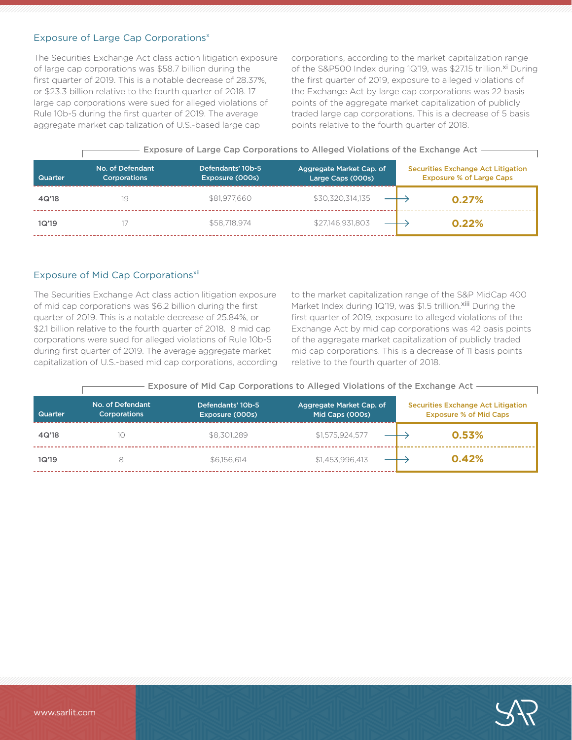## Exposure of Large Cap Corporations[x]

The Securities Exchange Act class action litigation exposure of large cap corporations was $58.7 billion during the first quarter of 2019. This is a notable decrease of 28.37%, or $23.3 billion relative to the fourth quarter of 2018. 17 large cap corporations were sued for alleged violations of Rule 10b-5 during the first quarter of 2019. The average aggregate market capitalization of U.S.-based large cap corporations, according to the market capitalization range of the S&P500 Index during 1Q'19, was $27.15 trillion.[xi] During the first quarter of 2019, exposure to alleged violations of the Exchange Act by large cap corporations was 22 basis points of the aggregate market capitalization of publicly traded large cap corporations. This is a decrease of 5 basis points relative to the fourth quarter of 2018.

**Exposure of Large Cap Corporations to Alleged Violations of the Exchange Act**

| Quarter | No. of Defendant Corporations | Defendants' 10b-5 Exposure (000s) | Aggregate Market Cap. of Large Caps (000s) | Securities Exchange Act Litigation Exposure % of Large Caps |
|---|---|---|---|---|
| 4Q'18 | 19 | $81,977,660 | $30,320,314,135 | 0.27% |
| 1Q'19 | 17 | $58,718,974 | $27,146,931,803 | 0.22% |

## Exposure of Mid Cap Corporations[xii]

The Securities Exchange Act class action litigation exposure of mid cap corporations was $6.2 billion during the first quarter of 2019. This is a notable decrease of 25.84%, or $2.1 billion relative to the fourth quarter of 2018. 8 mid cap corporations were sued for alleged violations of Rule 10b-5 during first quarter of 2019. The average aggregate market capitalization of U.S.-based mid cap corporations, according to the market capitalization range of the S&P MidCap 400 Market Index during 1Q'19, was $1.5 trillion.[xiii] During the first quarter of 2019, exposure to alleged violations of the Exchange Act by mid cap corporations was 42 basis points of the aggregate market capitalization of publicly traded mid cap corporations. This is a decrease of 11 basis points relative to the fourth quarter of 2018.

**Exposure of Mid Cap Corporations to Alleged Violations of the Exchange Act**

| Quarter | No. of Defendant Corporations | Defendants' 10b-5 Exposure (000s) | Aggregate Market Cap. of Mid Caps (000s) | Securities Exchange Act Litigation Exposure % of Mid Caps |
|---|---|---|---|---|
| 4Q'18 | 10 | $8,301,289 | $1,575,924,577 | 0.53% |
| 1Q'19 | 8 | $6,156,614 | $1,453,996,413 | 0.42% |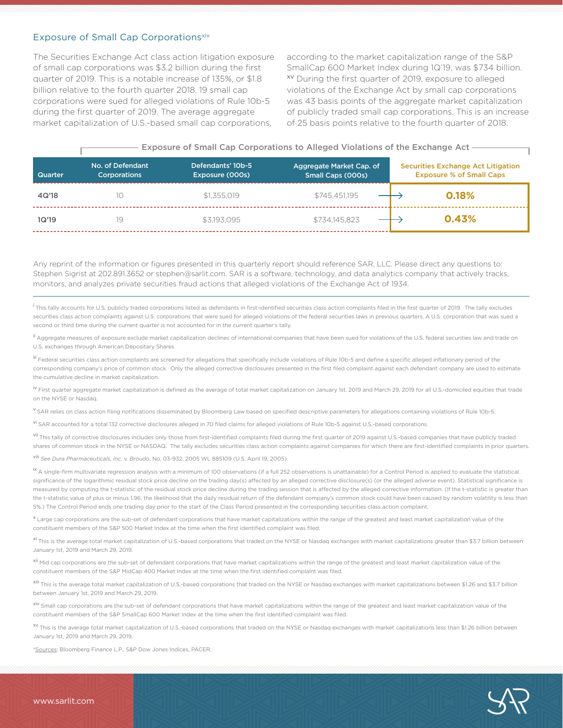## Exposure of Small Cap Corporations[xiv]

The Securities Exchange Act class action litigation exposure of small cap corporations was $3.2 billion during the first quarter of 2019. This is a notable increase of 135%, or $1.8 billion relative to the fourth quarter 2018. 19 small cap corporations were sued for alleged violations of Rule 10b-5 during the first quarter of 2019. The average aggregate market capitalization of U.S.-based small cap corporations, according to the market capitalization range of the S&P SmallCap 600 Market Index during 1Q'19, was $734 billion.[xv] During the first quarter of 2019, exposure to alleged violations of the Exchange Act by small cap corporations was 43 basis points of the aggregate market capitalization of publicly traded small cap corporations. This is an increase of 25 basis points relative to the fourth quarter of 2018.

**Exposure of Small Cap Corporations to Alleged Violations of the Exchange Act**

| Quarter | No. of Defendant Corporations | Defendants' 10b-5 Exposure (000s) | Aggregate Market Cap. of Small Caps (000s) | Securities Exchange Act Litigation Exposure % of Small Caps |
|---|---|---|---|---|
| 4Q'18 | 10 | $1,355,019 | $745,451,195 | 0.18% |
| 1Q'19 | 19 | $3,193,095 | $734,145,823 | 0.43% |

Any reprint of the information or figures presented in this quarterly report should reference SAR, LLC. Please direct any questions to: Stephen Sigrist at 202.891.3652 or stephen@sarlit.com. SAR is a software, technology, and data analytics company that actively tracks, monitors, and analyzes private securities fraud actions that alleged violations of the Exchange Act of 1934.

[i] This tally accounts for U.S. publicly traded corporations listed as defendants in first-identified securities class action complaints filed in the first quarter of 2019. The tally excludes securities class action complaints against U.S. corporations that were sued for alleged violations of the federal securities laws in previous quarters. A U.S. corporation that was sued a second or third time during the current quarter is not accounted for in the current quarter's tally.

[ii] Aggregate measures of exposure exclude market capitalization declines of international companies that have been sued for violations of the U.S. federal securities law and trade on U.S. exchanges through American Depositary Shares.

[iii] Federal securities class action complaints are screened for allegations that specifically include violations of Rule 10b-5 and define a specific alleged inflationary period of the corresponding company's price of common stock. Only the alleged corrective disclosures presented in the first filed complaint against each defendant company are used to estimate the cumulative decline in market capitalization.

[iv] First quarter aggregate market capitalization is defined as the average of total market capitalization on January 1st, 2019 and March 29, 2019 for all U.S.-domiciled equities that trade on the NYSE or Nasdaq.

[v] SAR relies on class action filing notifications disseminated by Bloomberg Law based on specified descriptive parameters for allegations containing violations of Rule 10b-5.

[vi] SAR accounted for a total 132 corrective disclosures alleged in 70 filed claims for alleged violations of Rule 10b-5 against U.S.-based corporations.

[vii] This tally of corrective disclosures includes only those from first-identified complaints filed during the first quarter of 2019 against U.S.-based companies that have publicly traded shares of common stock in the NYSE or NASDAQ. The tally excludes securities class action complaints against companies for which there are first-identified complaints in prior quarters.

[viii] *See Dura Pharmaceuticals, Inc. v. Broudo*, No. 03-932, 2005 WL 885109 (U.S. April 19, 2005)

[ix] A single-firm multivariate regression analysis with a minimum of 100 observations (if a full 252 observations is unattainable) for a Control Period is applied to evaluate the statistical significance of the logarithmic residual stock price decline on the trading day(s) affected by an alleged corrective disclosure(s) (or the alleged adverse event). Statistical significance is measured by computing the t-statistic of the residual stock price decline during the trading session that is affected by the alleged corrective information. (If the t-statistic is greater than the t-statistic value of plus or minus 1.96, the likelihood that the daily residual return of the defendant company's common stock could have been caused by random volatility is less than 5%.) The Control Period ends one trading day prior to the start of the Class Period presented in the corresponding securities class action complaint.

[x] Large cap corporations are the sub-set of defendant corporations that have market capitalizations within the range of the greatest and least market capitalization value of the constituent members of the S&P 500 Market Index at the time when the first identified complaint was filed.

[xi] This is the average total market capitalization of U.S.-based corporations that traded on the NYSE or Nasdaq exchanges with market capitalizations greater than $3.7 billion between January 1st, 2019 and March 29, 2019.

[xii] Mid cap corporations are the sub-set of defendant corporations that have market capitalizations within the range of the greatest and least market capitalization value of the constituent members of the S&P MidCap 400 Market Index at the time when the first identified complaint was filed.

[xiii] This is the average total market capitalization of U.S.-based corporations that traded on the NYSE or Nasdaq exchanges with market capitalizations between $1.26 and $3.7 billion between January 1st, 2019 and March 29, 2019.

[xiv] Small cap corporations are the sub-set of defendant corporations that have market capitalizations within the range of the greatest and least market capitalization value of the constituent members of the S&P SmallCap 600 Market Index at the time when the first identified complaint was filed.

[xv] This is the average total market capitalization of U.S.-based corporations that traded on the NYSE or Nasdaq exchanges with market capitalizations less than $1.26 billion between January 1st, 2019 and March 29, 2019.

*Sources: Bloomberg Finance L.P., S&P Dow Jones Indices, PACER.

www.sarlit.com